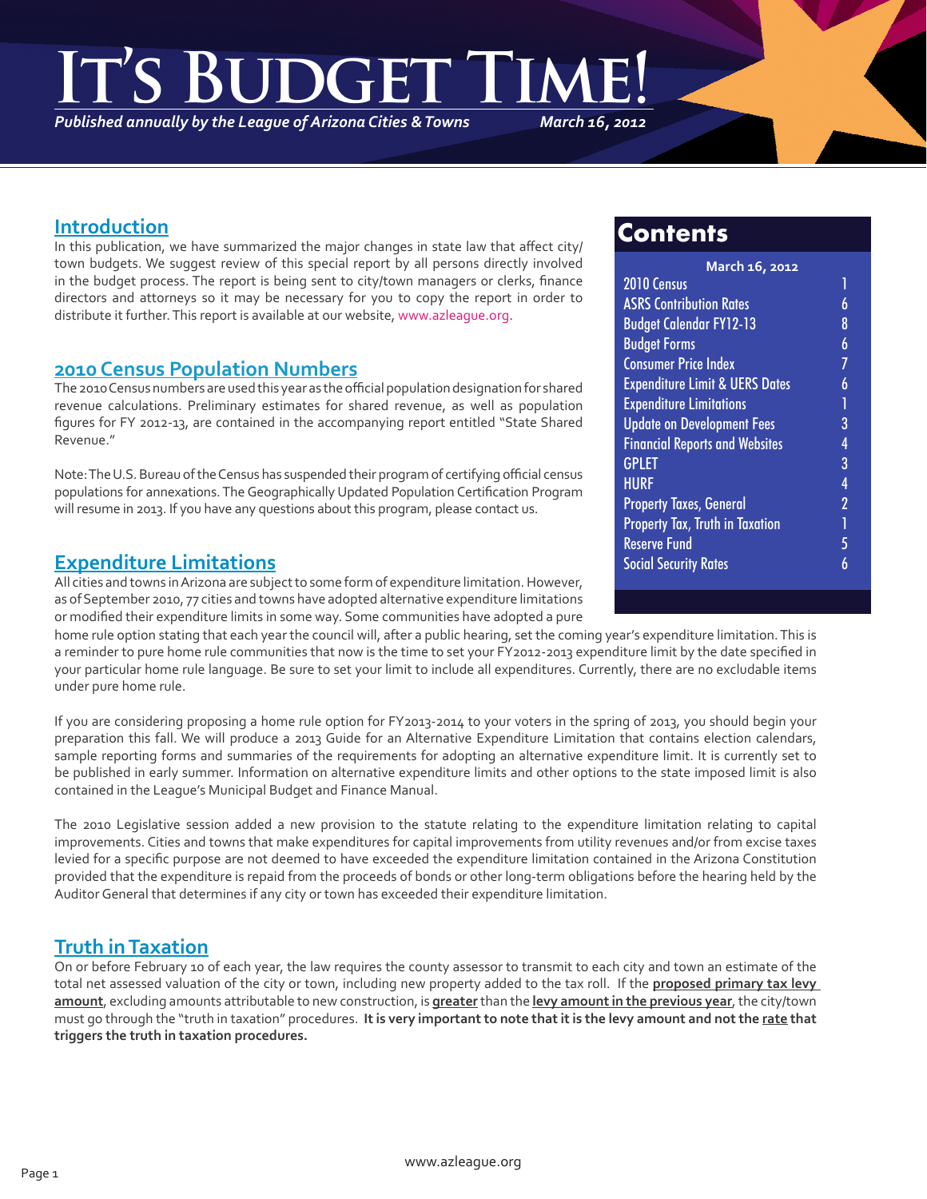// It's Budget Time!

*Published annually by the League of Arizona Cities & Towns* *March 16, 2012*

## Introduction

In this publication, we have summarized the major changes in state law that affect city/town budgets. We suggest review of this special report by all persons directly involved in the budget process. The report is being sent to city/town managers or clerks, finance directors and attorneys so it may be necessary for you to copy the report in order to distribute it further. This report is available at our website, www.azleague.org.

## Contents

March 16, 2012

| Topic | Page |
|---|---|
| 2010 Census | 1 |
| ASRS Contribution Rates | 6 |
| Budget Calendar FY12-13 | 8 |
| Budget Forms | 6 |
| Consumer Price Index | 7 |
| Expenditure Limit & UERS Dates | 6 |
| Expenditure Limitations | 1 |
| Update on Development Fees | 3 |
| Financial Reports and Websites | 4 |
| GPLET | 3 |
| HURF | 4 |
| Property Taxes, General | 2 |
| Property Tax, Truth in Taxation | 1 |
| Reserve Fund | 5 |
| Social Security Rates | 6 |

## 2010 Census Population Numbers

The 2010 Census numbers are used this year as the official population designation for shared revenue calculations. Preliminary estimates for shared revenue, as well as population figures for FY 2012-13, are contained in the accompanying report entitled "State Shared Revenue."

Note: The U.S. Bureau of the Census has suspended their program of certifying official census populations for annexations. The Geographically Updated Population Certification Program will resume in 2013. If you have any questions about this program, please contact us.

## Expenditure Limitations

All cities and towns in Arizona are subject to some form of expenditure limitation. However, as of September 2010, 77 cities and towns have adopted alternative expenditure limitations or modified their expenditure limits in some way. Some communities have adopted a pure home rule option stating that each year the council will, after a public hearing, set the coming year's expenditure limitation. This is a reminder to pure home rule communities that now is the time to set your FY2012-2013 expenditure limit by the date specified in your particular home rule language. Be sure to set your limit to include all expenditures. Currently, there are no excludable items under pure home rule.

If you are considering proposing a home rule option for FY2013-2014 to your voters in the spring of 2013, you should begin your preparation this fall. We will produce a 2013 Guide for an Alternative Expenditure Limitation that contains election calendars, sample reporting forms and summaries of the requirements for adopting an alternative expenditure limit. It is currently set to be published in early summer. Information on alternative expenditure limits and other options to the state imposed limit is also contained in the League's Municipal Budget and Finance Manual.

The 2010 Legislative session added a new provision to the statute relating to the expenditure limitation relating to capital improvements. Cities and towns that make expenditures for capital improvements from utility revenues and/or from excise taxes levied for a specific purpose are not deemed to have exceeded the expenditure limitation contained in the Arizona Constitution provided that the expenditure is repaid from the proceeds of bonds or other long-term obligations before the hearing held by the Auditor General that determines if any city or town has exceeded their expenditure limitation.

## Truth in Taxation

On or before February 10 of each year, the law requires the county assessor to transmit to each city and town an estimate of the total net assessed valuation of the city or town, including new property added to the tax roll. If the **proposed primary tax levy amount**, excluding amounts attributable to new construction, is **greater** than the **levy amount in the previous year**, the city/town must go through the "truth in taxation" procedures. **It is very important to note that it is the levy amount and not the rate that triggers the truth in taxation procedures.**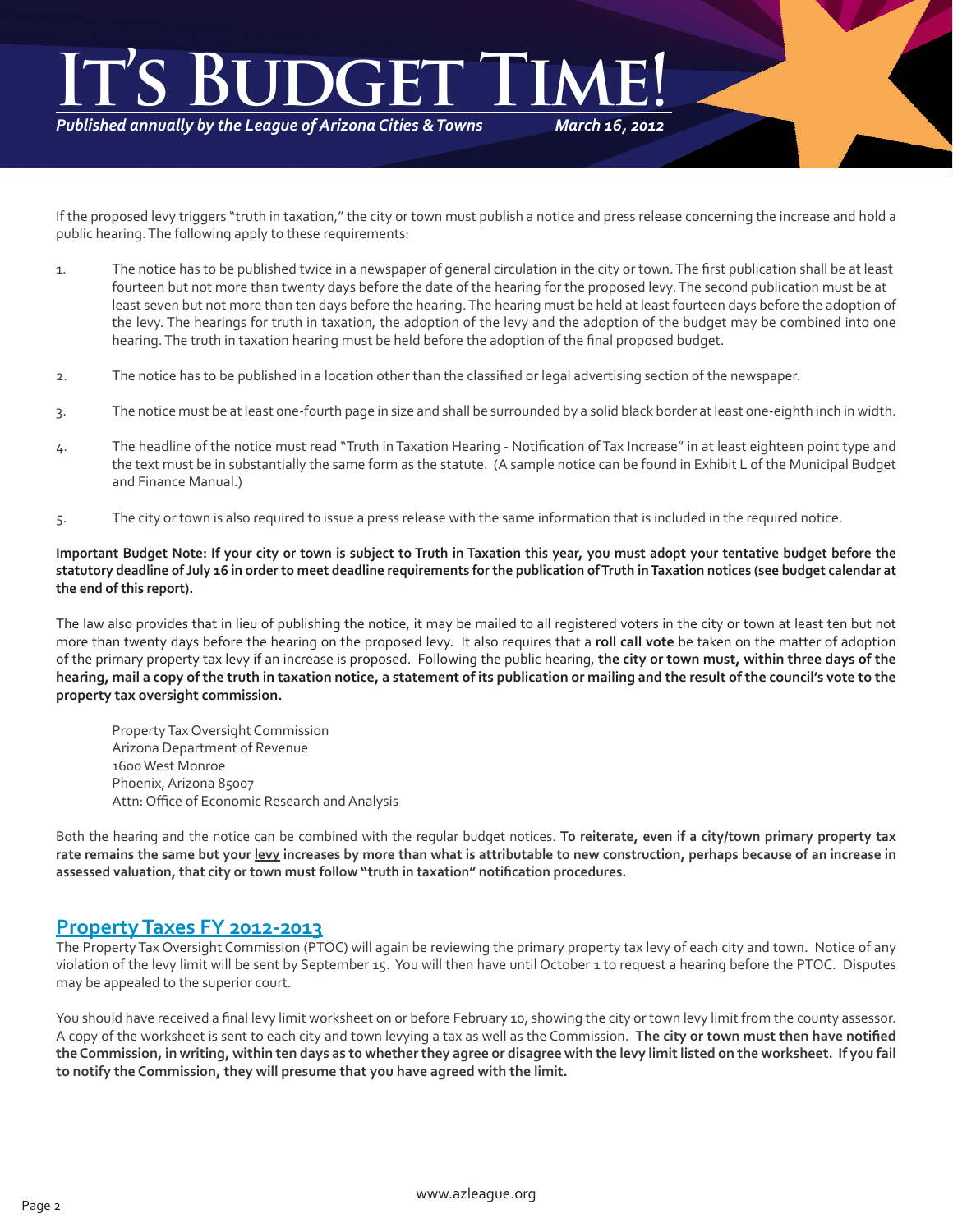If the proposed levy triggers "truth in taxation," the city or town must publish a notice and press release concerning the increase and hold a public hearing. The following apply to these requirements:

1. The notice has to be published twice in a newspaper of general circulation in the city or town. The first publication shall be at least fourteen but not more than twenty days before the date of the hearing for the proposed levy. The second publication must be at least seven but not more than ten days before the hearing. The hearing must be held at least fourteen days before the adoption of the levy. The hearings for truth in taxation, the adoption of the levy and the adoption of the budget may be combined into one hearing. The truth in taxation hearing must be held before the adoption of the final proposed budget.

2. The notice has to be published in a location other than the classified or legal advertising section of the newspaper.

3. The notice must be at least one-fourth page in size and shall be surrounded by a solid black border at least one-eighth inch in width.

4. The headline of the notice must read "Truth in Taxation Hearing - Notification of Tax Increase" in at least eighteen point type and the text must be in substantially the same form as the statute. (A sample notice can be found in Exhibit L of the Municipal Budget and Finance Manual.)

5. The city or town is also required to issue a press release with the same information that is included in the required notice.

**Important Budget Note: If your city or town is subject to Truth in Taxation this year, you must adopt your tentative budget before the statutory deadline of July 16 in order to meet deadline requirements for the publication of Truth in Taxation notices (see budget calendar at the end of this report).**

The law also provides that in lieu of publishing the notice, it may be mailed to all registered voters in the city or town at least ten but not more than twenty days before the hearing on the proposed levy. It also requires that a **roll call vote** be taken on the matter of adoption of the primary property tax levy if an increase is proposed. Following the public hearing, **the city or town must, within three days of the hearing, mail a copy of the truth in taxation notice, a statement of its publication or mailing and the result of the council's vote to the property tax oversight commission.**

Property Tax Oversight Commission
Arizona Department of Revenue
1600 West Monroe
Phoenix, Arizona 85007
Attn: Office of Economic Research and Analysis

Both the hearing and the notice can be combined with the regular budget notices. **To reiterate, even if a city/town primary property tax rate remains the same but your levy increases by more than what is attributable to new construction, perhaps because of an increase in assessed valuation, that city or town must follow "truth in taxation" notification procedures.**

## Property Taxes FY 2012-2013

The Property Tax Oversight Commission (PTOC) will again be reviewing the primary property tax levy of each city and town. Notice of any violation of the levy limit will be sent by September 15. You will then have until October 1 to request a hearing before the PTOC. Disputes may be appealed to the superior court.

You should have received a final levy limit worksheet on or before February 10, showing the city or town levy limit from the county assessor. A copy of the worksheet is sent to each city and town levying a tax as well as the Commission. **The city or town must then have notified the Commission, in writing, within ten days as to whether they agree or disagree with the levy limit listed on the worksheet. If you fail to notify the Commission, they will presume that you have agreed with the limit.**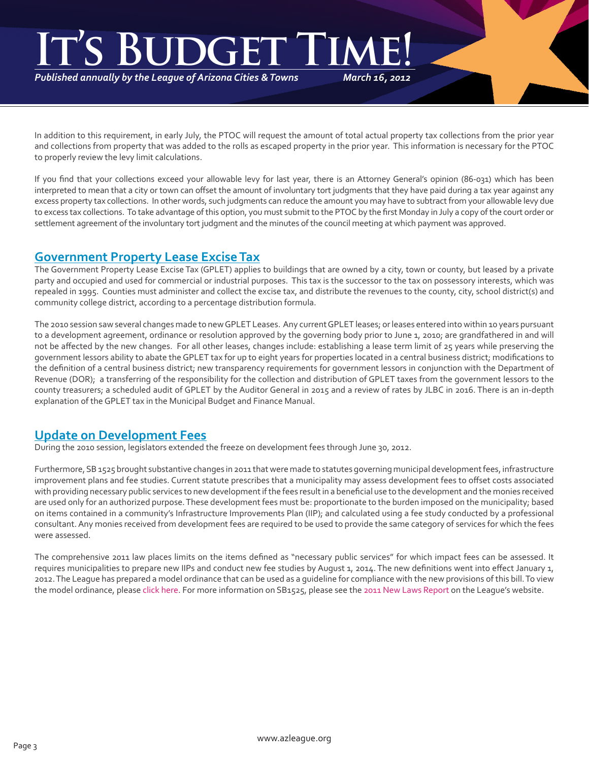In addition to this requirement, in early July, the PTOC will request the amount of total actual property tax collections from the prior year and collections from property that was added to the rolls as escaped property in the prior year. This information is necessary for the PTOC to properly review the levy limit calculations.

If you find that your collections exceed your allowable levy for last year, there is an Attorney General's opinion (86-031) which has been interpreted to mean that a city or town can offset the amount of involuntary tort judgments that they have paid during a tax year against any excess property tax collections. In other words, such judgments can reduce the amount you may have to subtract from your allowable levy due to excess tax collections. To take advantage of this option, you must submit to the PTOC by the first Monday in July a copy of the court order or settlement agreement of the involuntary tort judgment and the minutes of the council meeting at which payment was approved.

## Government Property Lease Excise Tax

The Government Property Lease Excise Tax (GPLET) applies to buildings that are owned by a city, town or county, but leased by a private party and occupied and used for commercial or industrial purposes. This tax is the successor to the tax on possessory interests, which was repealed in 1995. Counties must administer and collect the excise tax, and distribute the revenues to the county, city, school district(s) and community college district, according to a percentage distribution formula.

The 2010 session saw several changes made to new GPLET Leases. Any current GPLET leases; or leases entered into within 10 years pursuant to a development agreement, ordinance or resolution approved by the governing body prior to June 1, 2010; are grandfathered in and will not be affected by the new changes. For all other leases, changes include: establishing a lease term limit of 25 years while preserving the government lessors ability to abate the GPLET tax for up to eight years for properties located in a central business district; modifications to the definition of a central business district; new transparency requirements for government lessors in conjunction with the Department of Revenue (DOR); a transferring of the responsibility for the collection and distribution of GPLET taxes from the government lessors to the county treasurers; a scheduled audit of GPLET by the Auditor General in 2015 and a review of rates by JLBC in 2016. There is an in-depth explanation of the GPLET tax in the Municipal Budget and Finance Manual.

## Update on Development Fees

During the 2010 session, legislators extended the freeze on development fees through June 30, 2012.

Furthermore, SB 1525 brought substantive changes in 2011 that were made to statutes governing municipal development fees, infrastructure improvement plans and fee studies. Current statute prescribes that a municipality may assess development fees to offset costs associated with providing necessary public services to new development if the fees result in a beneficial use to the development and the monies received are used only for an authorized purpose. These development fees must be: proportionate to the burden imposed on the municipality; based on items contained in a community's Infrastructure Improvements Plan (IIP); and calculated using a fee study conducted by a professional consultant. Any monies received from development fees are required to be used to provide the same category of services for which the fees were assessed.

The comprehensive 2011 law places limits on the items defined as "necessary public services" for which impact fees can be assessed. It requires municipalities to prepare new IIPs and conduct new fee studies by August 1, 2014. The new definitions went into effect January 1, 2012. The League has prepared a model ordinance that can be used as a guideline for compliance with the new provisions of this bill. To view the model ordinance, please click here. For more information on SB1525, please see the 2011 New Laws Report on the League's website.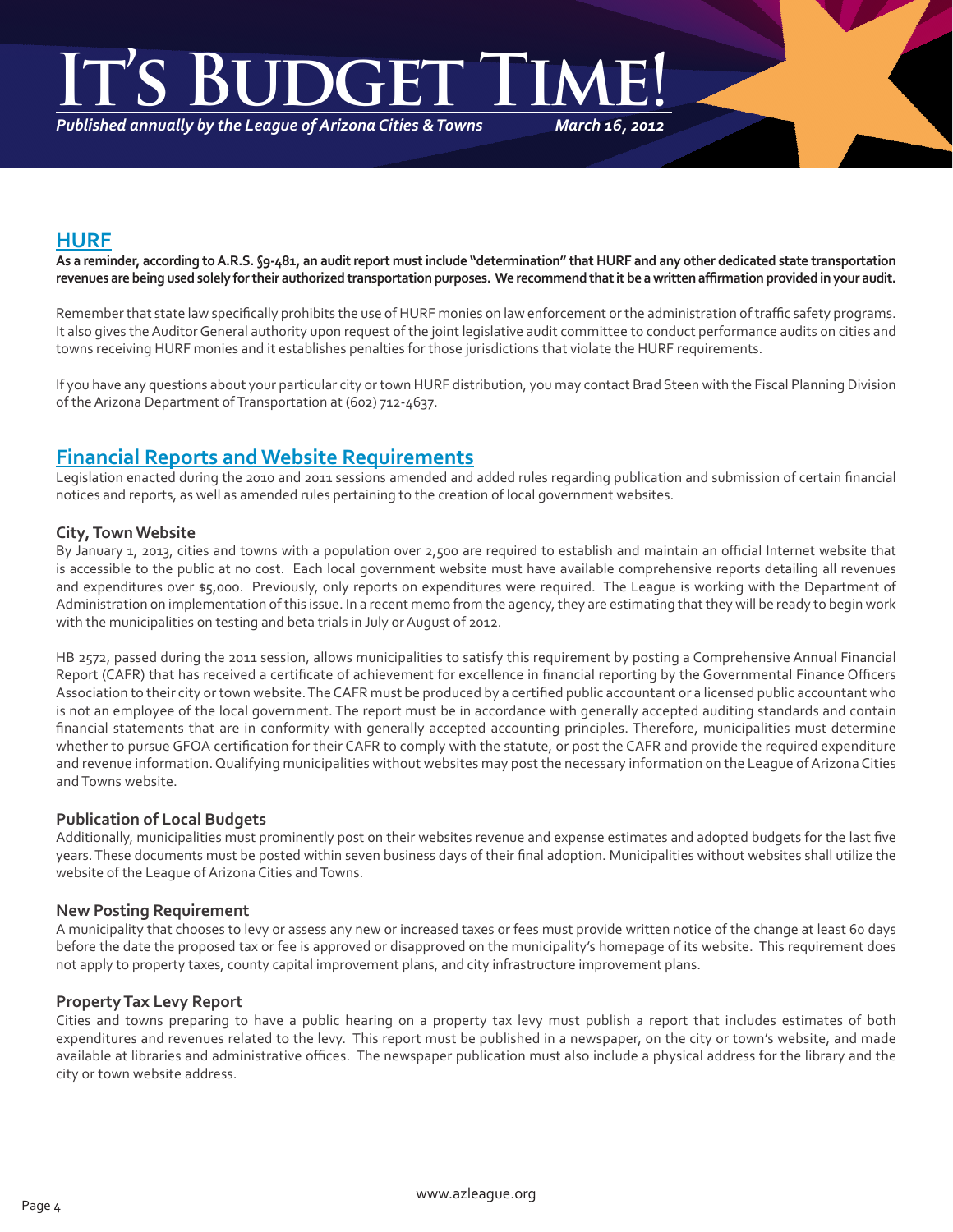## HURF

**As a reminder, according to A.R.S. §9-481, an audit report must include "determination" that HURF and any other dedicated state transportation revenues are being used solely for their authorized transportation purposes. We recommend that it be a written affirmation provided in your audit.**

Remember that state law specifically prohibits the use of HURF monies on law enforcement or the administration of traffic safety programs. It also gives the Auditor General authority upon request of the joint legislative audit committee to conduct performance audits on cities and towns receiving HURF monies and it establishes penalties for those jurisdictions that violate the HURF requirements.

If you have any questions about your particular city or town HURF distribution, you may contact Brad Steen with the Fiscal Planning Division of the Arizona Department of Transportation at (602) 712-4637.

## Financial Reports and Website Requirements

Legislation enacted during the 2010 and 2011 sessions amended and added rules regarding publication and submission of certain financial notices and reports, as well as amended rules pertaining to the creation of local government websites.

### City, Town Website

By January 1, 2013, cities and towns with a population over 2,500 are required to establish and maintain an official Internet website that is accessible to the public at no cost. Each local government website must have available comprehensive reports detailing all revenues and expenditures over $5,000. Previously, only reports on expenditures were required. The League is working with the Department of Administration on implementation of this issue. In a recent memo from the agency, they are estimating that they will be ready to begin work with the municipalities on testing and beta trials in July or August of 2012.

HB 2572, passed during the 2011 session, allows municipalities to satisfy this requirement by posting a Comprehensive Annual Financial Report (CAFR) that has received a certificate of achievement for excellence in financial reporting by the Governmental Finance Officers Association to their city or town website. The CAFR must be produced by a certified public accountant or a licensed public accountant who is not an employee of the local government. The report must be in accordance with generally accepted auditing standards and contain financial statements that are in conformity with generally accepted accounting principles. Therefore, municipalities must determine whether to pursue GFOA certification for their CAFR to comply with the statute, or post the CAFR and provide the required expenditure and revenue information. Qualifying municipalities without websites may post the necessary information on the League of Arizona Cities and Towns website.

### Publication of Local Budgets

Additionally, municipalities must prominently post on their websites revenue and expense estimates and adopted budgets for the last five years. These documents must be posted within seven business days of their final adoption. Municipalities without websites shall utilize the website of the League of Arizona Cities and Towns.

### New Posting Requirement

A municipality that chooses to levy or assess any new or increased taxes or fees must provide written notice of the change at least 60 days before the date the proposed tax or fee is approved or disapproved on the municipality's homepage of its website. This requirement does not apply to property taxes, county capital improvement plans, and city infrastructure improvement plans.

### Property Tax Levy Report

Cities and towns preparing to have a public hearing on a property tax levy must publish a report that includes estimates of both expenditures and revenues related to the levy. This report must be published in a newspaper, on the city or town's website, and made available at libraries and administrative offices. The newspaper publication must also include a physical address for the library and the city or town website address.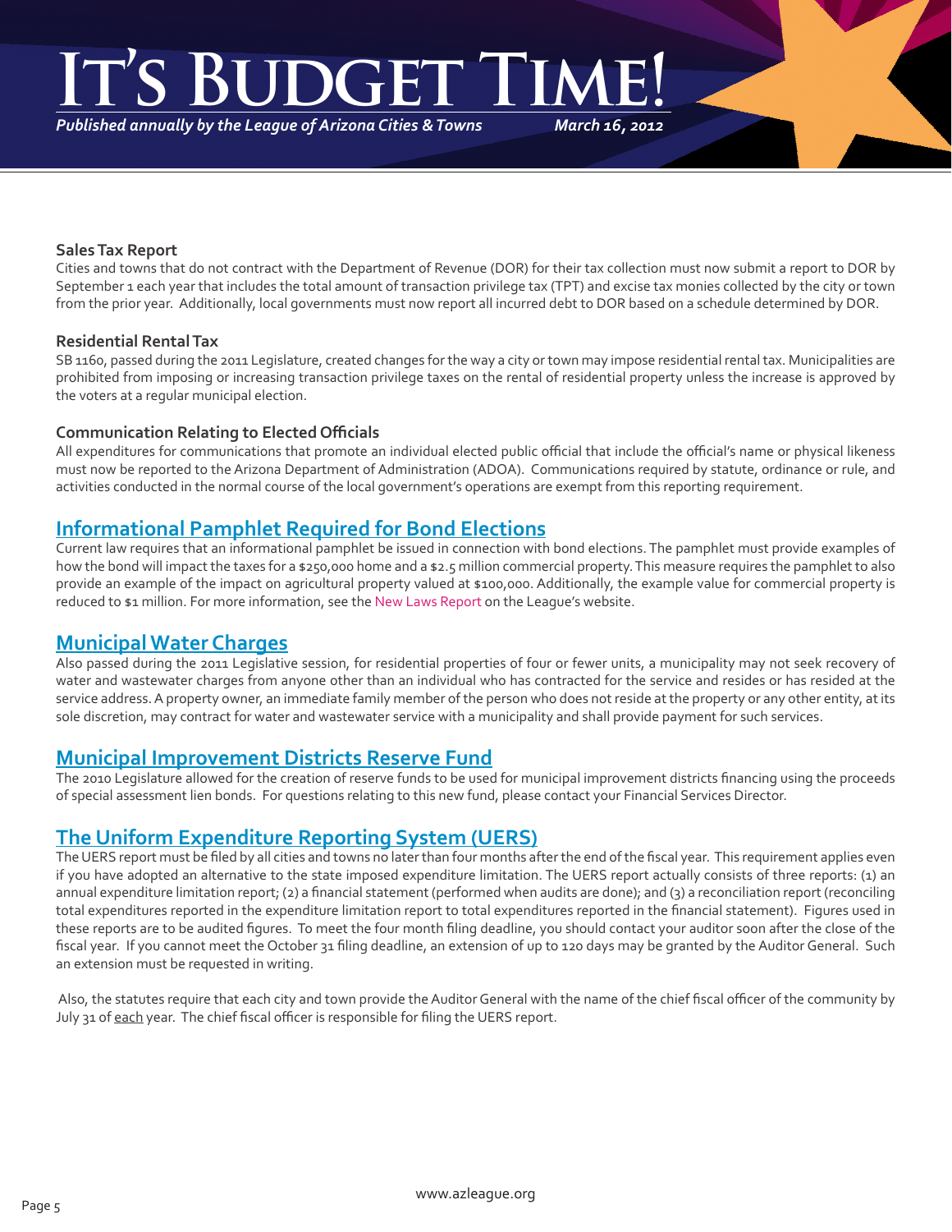### Sales Tax Report

Cities and towns that do not contract with the Department of Revenue (DOR) for their tax collection must now submit a report to DOR by September 1 each year that includes the total amount of transaction privilege tax (TPT) and excise tax monies collected by the city or town from the prior year. Additionally, local governments must now report all incurred debt to DOR based on a schedule determined by DOR.

### Residential Rental Tax

SB 1160, passed during the 2011 Legislature, created changes for the way a city or town may impose residential rental tax. Municipalities are prohibited from imposing or increasing transaction privilege taxes on the rental of residential property unless the increase is approved by the voters at a regular municipal election.

### Communication Relating to Elected Officials

All expenditures for communications that promote an individual elected public official that include the official's name or physical likeness must now be reported to the Arizona Department of Administration (ADOA). Communications required by statute, ordinance or rule, and activities conducted in the normal course of the local government's operations are exempt from this reporting requirement.

## Informational Pamphlet Required for Bond Elections

Current law requires that an informational pamphlet be issued in connection with bond elections. The pamphlet must provide examples of how the bond will impact the taxes for a $250,000 home and a $2.5 million commercial property. This measure requires the pamphlet to also provide an example of the impact on agricultural property valued at $100,000. Additionally, the example value for commercial property is reduced to $1 million. For more information, see the New Laws Report on the League's website.

## Municipal Water Charges

Also passed during the 2011 Legislative session, for residential properties of four or fewer units, a municipality may not seek recovery of water and wastewater charges from anyone other than an individual who has contracted for the service and resides or has resided at the service address. A property owner, an immediate family member of the person who does not reside at the property or any other entity, at its sole discretion, may contract for water and wastewater service with a municipality and shall provide payment for such services.

## Municipal Improvement Districts Reserve Fund

The 2010 Legislature allowed for the creation of reserve funds to be used for municipal improvement districts financing using the proceeds of special assessment lien bonds. For questions relating to this new fund, please contact your Financial Services Director.

## The Uniform Expenditure Reporting System (UERS)

The UERS report must be filed by all cities and towns no later than four months after the end of the fiscal year. This requirement applies even if you have adopted an alternative to the state imposed expenditure limitation. The UERS report actually consists of three reports: (1) an annual expenditure limitation report; (2) a financial statement (performed when audits are done); and (3) a reconciliation report (reconciling total expenditures reported in the expenditure limitation report to total expenditures reported in the financial statement). Figures used in these reports are to be audited figures. To meet the four month filing deadline, you should contact your auditor soon after the close of the fiscal year. If you cannot meet the October 31 filing deadline, an extension of up to 120 days may be granted by the Auditor General. Such an extension must be requested in writing.

Also, the statutes require that each city and town provide the Auditor General with the name of the chief fiscal officer of the community by July 31 of each year. The chief fiscal officer is responsible for filing the UERS report.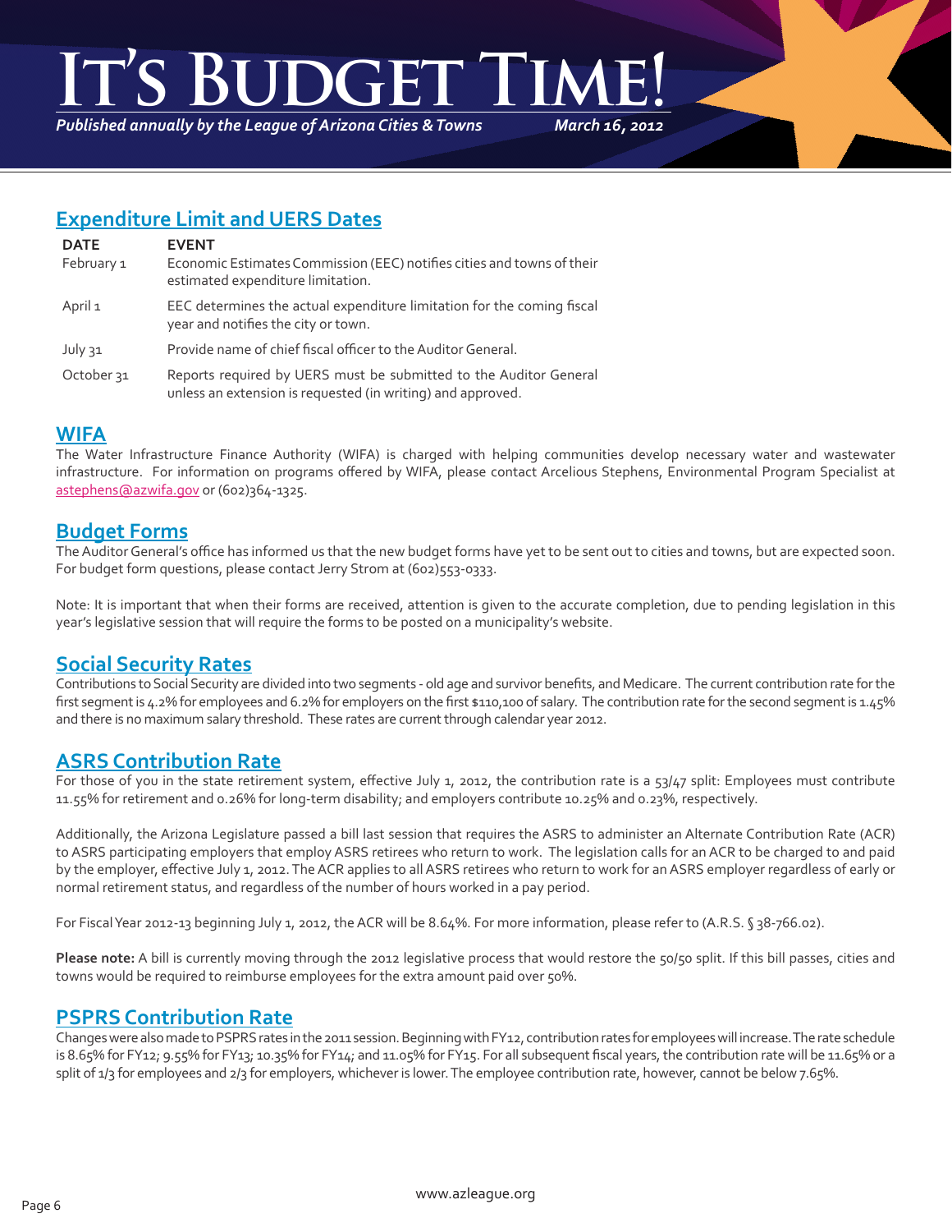# It's Budget Time!

*Published annually by the League of Arizona Cities & Towns* *March 16, 2012*

## Expenditure Limit and UERS Dates

| DATE | EVENT |
|---|---|
| February 1 | Economic Estimates Commission (EEC) notifies cities and towns of their estimated expenditure limitation. |
| April 1 | EEC determines the actual expenditure limitation for the coming fiscal year and notifies the city or town. |
| July 31 | Provide name of chief fiscal officer to the Auditor General. |
| October 31 | Reports required by UERS must be submitted to the Auditor General unless an extension is requested (in writing) and approved. |

## WIFA

The Water Infrastructure Finance Authority (WIFA) is charged with helping communities develop necessary water and wastewater infrastructure. For information on programs offered by WIFA, please contact Arcelious Stephens, Environmental Program Specialist at astephens@azwifa.gov or (602)364-1325.

## Budget Forms

The Auditor General's office has informed us that the new budget forms have yet to be sent out to cities and towns, but are expected soon. For budget form questions, please contact Jerry Strom at (602)553-0333.

Note: It is important that when their forms are received, attention is given to the accurate completion, due to pending legislation in this year's legislative session that will require the forms to be posted on a municipality's website.

## Social Security Rates

Contributions to Social Security are divided into two segments - old age and survivor benefits, and Medicare. The current contribution rate for the first segment is 4.2% for employees and 6.2% for employers on the first $110,100 of salary. The contribution rate for the second segment is 1.45% and there is no maximum salary threshold. These rates are current through calendar year 2012.

## ASRS Contribution Rate

For those of you in the state retirement system, effective July 1, 2012, the contribution rate is a 53/47 split: Employees must contribute 11.55% for retirement and 0.26% for long-term disability; and employers contribute 10.25% and 0.23%, respectively.

Additionally, the Arizona Legislature passed a bill last session that requires the ASRS to administer an Alternate Contribution Rate (ACR) to ASRS participating employers that employ ASRS retirees who return to work. The legislation calls for an ACR to be charged to and paid by the employer, effective July 1, 2012. The ACR applies to all ASRS retirees who return to work for an ASRS employer regardless of early or normal retirement status, and regardless of the number of hours worked in a pay period.

For Fiscal Year 2012-13 beginning July 1, 2012, the ACR will be 8.64%. For more information, please refer to (A.R.S. § 38-766.02).

**Please note:** A bill is currently moving through the 2012 legislative process that would restore the 50/50 split. If this bill passes, cities and towns would be required to reimburse employees for the extra amount paid over 50%.

## PSPRS Contribution Rate

Changes were also made to PSPRS rates in the 2011 session. Beginning with FY12, contribution rates for employees will increase. The rate schedule is 8.65% for FY12; 9.55% for FY13; 10.35% for FY14; and 11.05% for FY15. For all subsequent fiscal years, the contribution rate will be 11.65% or a split of 1/3 for employees and 2/3 for employers, whichever is lower. The employee contribution rate, however, cannot be below 7.65%.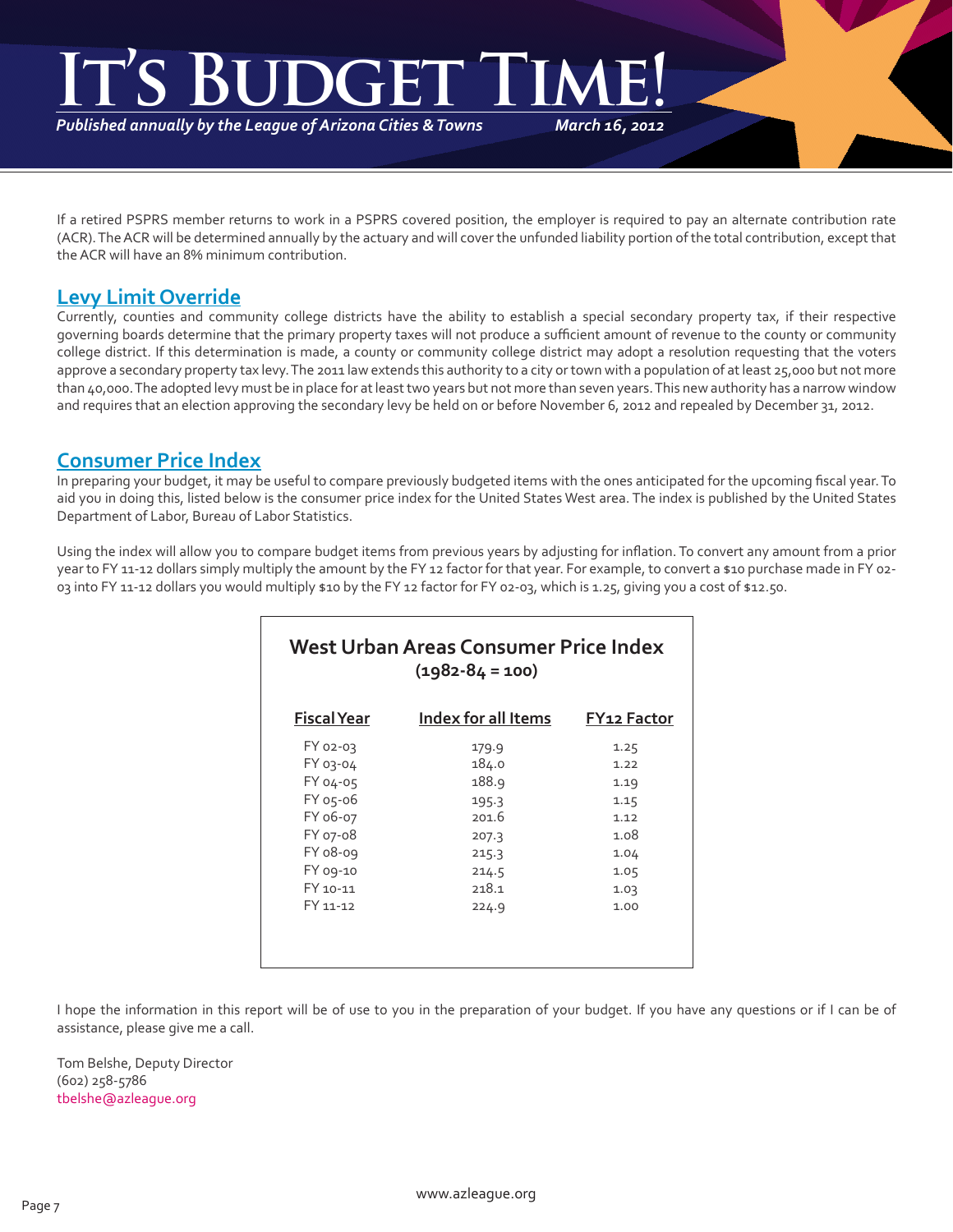If a retired PSPRS member returns to work in a PSPRS covered position, the employer is required to pay an alternate contribution rate (ACR). The ACR will be determined annually by the actuary and will cover the unfunded liability portion of the total contribution, except that the ACR will have an 8% minimum contribution.

## Levy Limit Override

Currently, counties and community college districts have the ability to establish a special secondary property tax, if their respective governing boards determine that the primary property taxes will not produce a sufficient amount of revenue to the county or community college district. If this determination is made, a county or community college district may adopt a resolution requesting that the voters approve a secondary property tax levy. The 2011 law extends this authority to a city or town with a population of at least 25,000 but not more than 40,000. The adopted levy must be in place for at least two years but not more than seven years. This new authority has a narrow window and requires that an election approving the secondary levy be held on or before November 6, 2012 and repealed by December 31, 2012.

## Consumer Price Index

In preparing your budget, it may be useful to compare previously budgeted items with the ones anticipated for the upcoming fiscal year. To aid you in doing this, listed below is the consumer price index for the United States West area. The index is published by the United States Department of Labor, Bureau of Labor Statistics.

Using the index will allow you to compare budget items from previous years by adjusting for inflation. To convert any amount from a prior year to FY 11-12 dollars simply multiply the amount by the FY 12 factor for that year. For example, to convert a $10 purchase made in FY 02-03 into FY 11-12 dollars you would multiply $10 by the FY 12 factor for FY 02-03, which is 1.25, giving you a cost of $12.50.

**West Urban Areas Consumer Price Index**
**(1982-84 = 100)**

| Fiscal Year | Index for all Items | FY12 Factor |
|---|---|---|
| FY 02-03 | 179.9 | 1.25 |
| FY 03-04 | 184.0 | 1.22 |
| FY 04-05 | 188.9 | 1.19 |
| FY 05-06 | 195.3 | 1.15 |
| FY 06-07 | 201.6 | 1.12 |
| FY 07-08 | 207.3 | 1.08 |
| FY 08-09 | 215.3 | 1.04 |
| FY 09-10 | 214.5 | 1.05 |
| FY 10-11 | 218.1 | 1.03 |
| FY 11-12 | 224.9 | 1.00 |

I hope the information in this report will be of use to you in the preparation of your budget. If you have any questions or if I can be of assistance, please give me a call.

Tom Belshe, Deputy Director
(602) 258-5786
tbelshe@azleague.org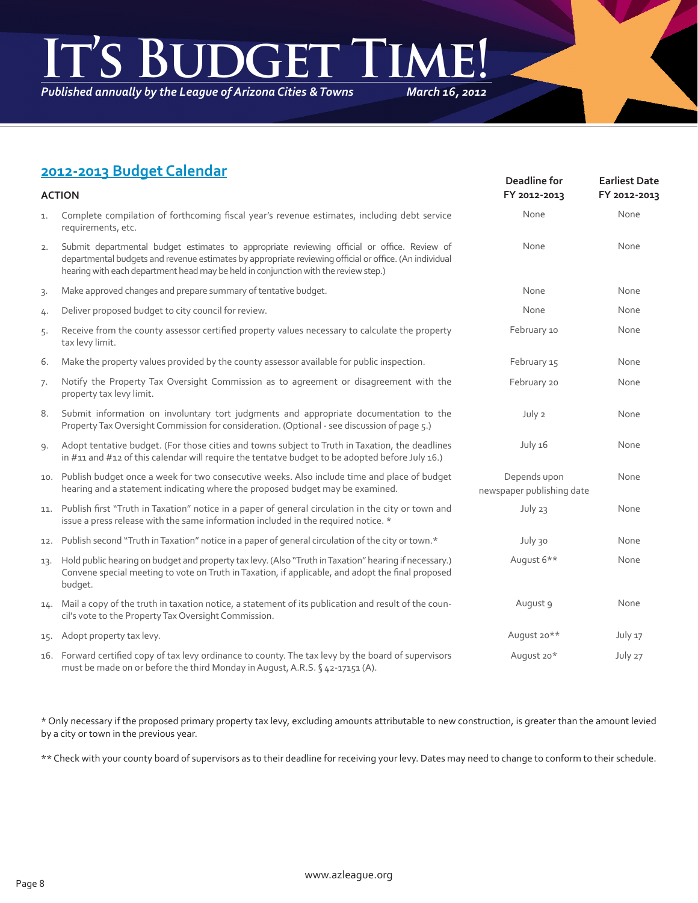# It's Budget Time!

*Published annually by the League of Arizona Cities & Towns* *March 16, 2012*

## 2012-2013 Budget Calendar

| | ACTION | Deadline for FY 2012-2013 | Earliest Date FY 2012-2013 |
|---|---|---|---|
| 1. | Complete compilation of forthcoming fiscal year's revenue estimates, including debt service requirements, etc. | None | None |
| 2. | Submit departmental budget estimates to appropriate reviewing official or office. Review of departmental budgets and revenue estimates by appropriate reviewing official or office. (An individual hearing with each department head may be held in conjunction with the review step.) | None | None |
| 3. | Make approved changes and prepare summary of tentative budget. | None | None |
| 4. | Deliver proposed budget to city council for review. | None | None |
| 5. | Receive from the county assessor certified property values necessary to calculate the property tax levy limit. | February 10 | None |
| 6. | Make the property values provided by the county assessor available for public inspection. | February 15 | None |
| 7. | Notify the Property Tax Oversight Commission as to agreement or disagreement with the property tax levy limit. | February 20 | None |
| 8. | Submit information on involuntary tort judgments and appropriate documentation to the Property Tax Oversight Commission for consideration. (Optional - see discussion of page 5.) | July 2 | None |
| 9. | Adopt tentative budget. (For those cities and towns subject to Truth in Taxation, the deadlines in #11 and #12 of this calendar will require the tentatve budget to be adopted before July 16.) | July 16 | None |
| 10. | Publish budget once a week for two consecutive weeks. Also include time and place of budget hearing and a statement indicating where the proposed budget may be examined. | Depends upon newspaper publishing date | None |
| 11. | Publish first "Truth in Taxation" notice in a paper of general circulation in the city or town and issue a press release with the same information included in the required notice. * | July 23 | None |
| 12. | Publish second "Truth in Taxation" notice in a paper of general circulation of the city or town.* | July 30 | None |
| 13. | Hold public hearing on budget and property tax levy. (Also "Truth in Taxation" hearing if necessary.) Convene special meeting to vote on Truth in Taxation, if applicable, and adopt the final proposed budget. | August 6** | None |
| 14. | Mail a copy of the truth in taxation notice, a statement of its publication and result of the council's vote to the Property Tax Oversight Commission. | August 9 | None |
| 15. | Adopt property tax levy. | August 20** | July 17 |
| 16. | Forward certified copy of tax levy ordinance to county. The tax levy by the board of supervisors must be made on or before the third Monday in August, A.R.S. § 42-17151 (A). | August 20* | July 27 |

* Only necessary if the proposed primary property tax levy, excluding amounts attributable to new construction, is greater than the amount levied by a city or town in the previous year.

** Check with your county board of supervisors as to their deadline for receiving your levy. Dates may need to change to conform to their schedule.

www.azleague.org